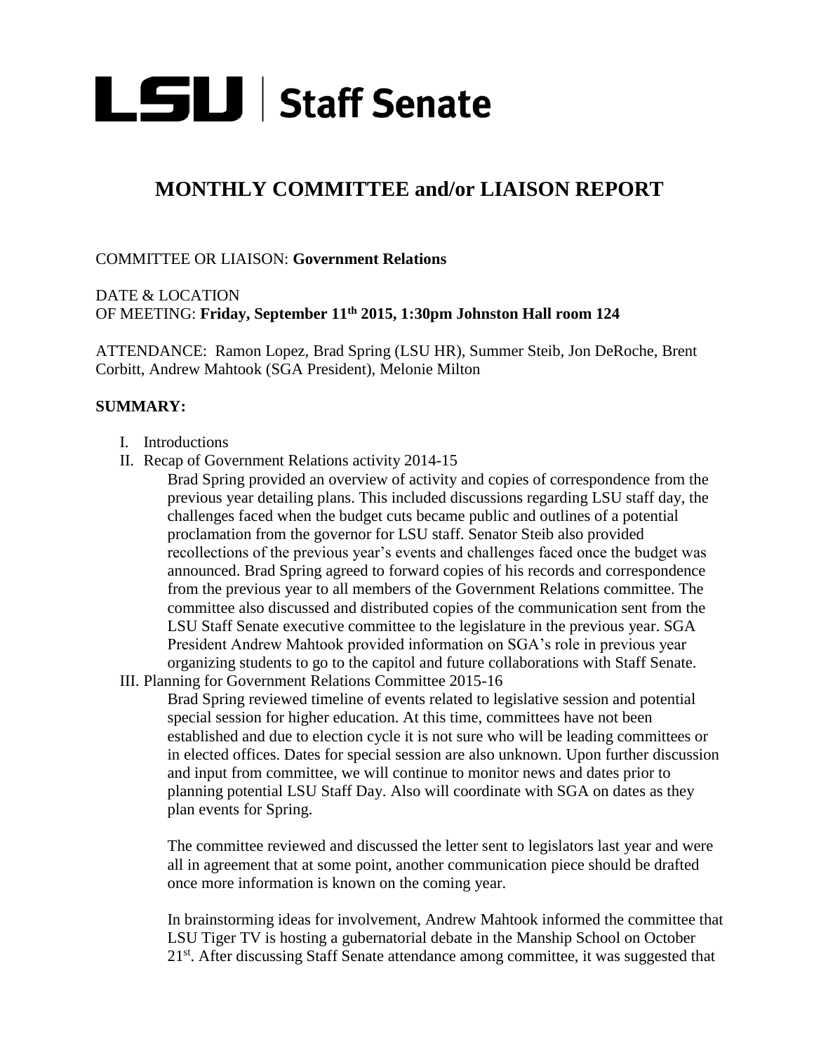# LSU | Staff Senate

## MONTHLY COMMITTEE and/or LIAISON REPORT

COMMITTEE OR LIAISON: **Government Relations**

DATE & LOCATION
OF MEETING: **Friday, September 11th 2015, 1:30pm Johnston Hall room 124**

ATTENDANCE: Ramon Lopez, Brad Spring (LSU HR), Summer Steib, Jon DeRoche, Brent Corbitt, Andrew Mahtook (SGA President), Melonie Milton

**SUMMARY:**

I. Introductions

II. Recap of Government Relations activity 2014-15

Brad Spring provided an overview of activity and copies of correspondence from the previous year detailing plans. This included discussions regarding LSU staff day, the challenges faced when the budget cuts became public and outlines of a potential proclamation from the governor for LSU staff. Senator Steib also provided recollections of the previous year's events and challenges faced once the budget was announced. Brad Spring agreed to forward copies of his records and correspondence from the previous year to all members of the Government Relations committee. The committee also discussed and distributed copies of the communication sent from the LSU Staff Senate executive committee to the legislature in the previous year. SGA President Andrew Mahtook provided information on SGA's role in previous year organizing students to go to the capitol and future collaborations with Staff Senate.

III. Planning for Government Relations Committee 2015-16

Brad Spring reviewed timeline of events related to legislative session and potential special session for higher education. At this time, committees have not been established and due to election cycle it is not sure who will be leading committees or in elected offices. Dates for special session are also unknown. Upon further discussion and input from committee, we will continue to monitor news and dates prior to planning potential LSU Staff Day. Also will coordinate with SGA on dates as they plan events for Spring.

The committee reviewed and discussed the letter sent to legislators last year and were all in agreement that at some point, another communication piece should be drafted once more information is known on the coming year.

In brainstorming ideas for involvement, Andrew Mahtook informed the committee that LSU Tiger TV is hosting a gubernatorial debate in the Manship School on October 21st. After discussing Staff Senate attendance among committee, it was suggested that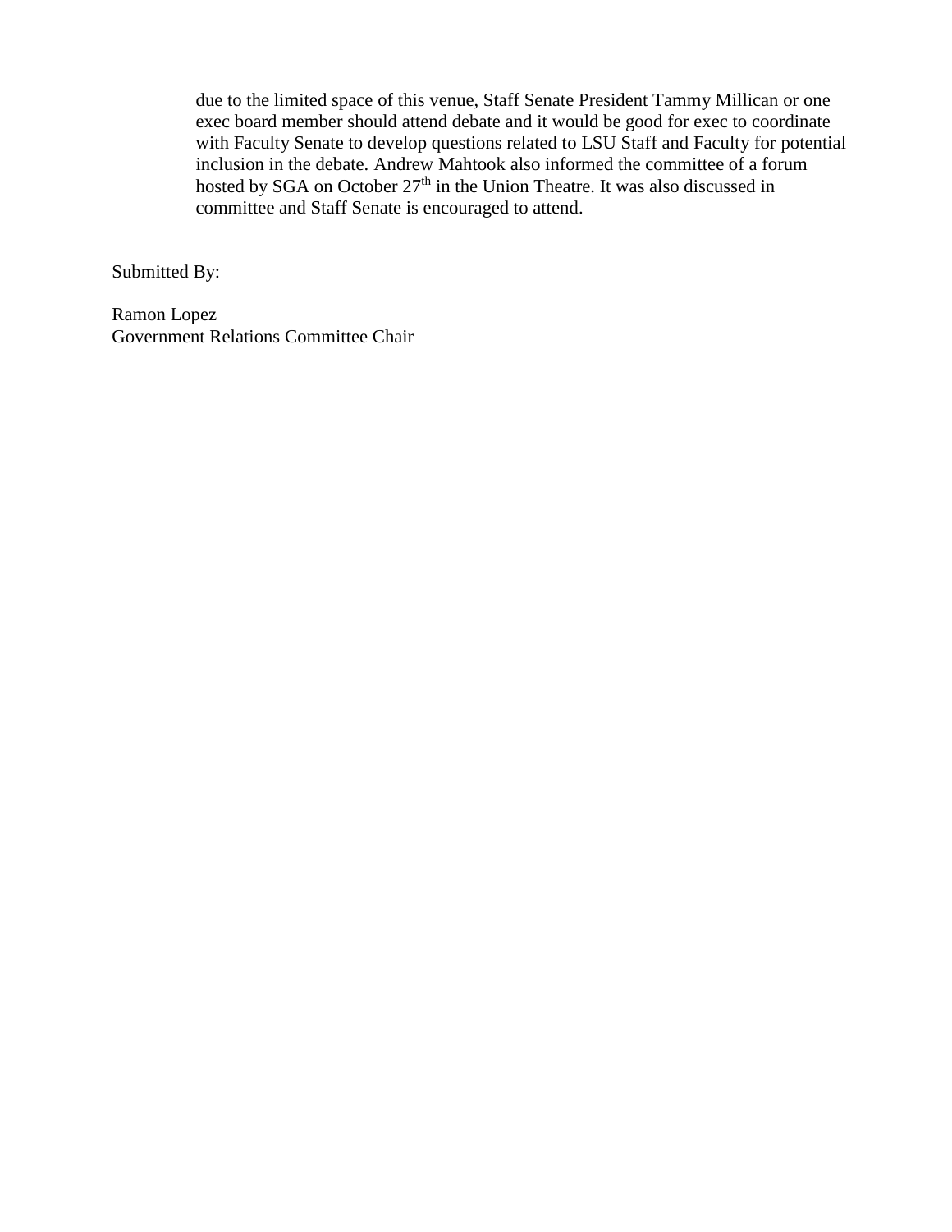due to the limited space of this venue, Staff Senate President Tammy Millican or one exec board member should attend debate and it would be good for exec to coordinate with Faculty Senate to develop questions related to LSU Staff and Faculty for potential inclusion in the debate. Andrew Mahtook also informed the committee of a forum hosted by SGA on October 27th in the Union Theatre. It was also discussed in committee and Staff Senate is encouraged to attend.

Submitted By:

Ramon Lopez
Government Relations Committee Chair